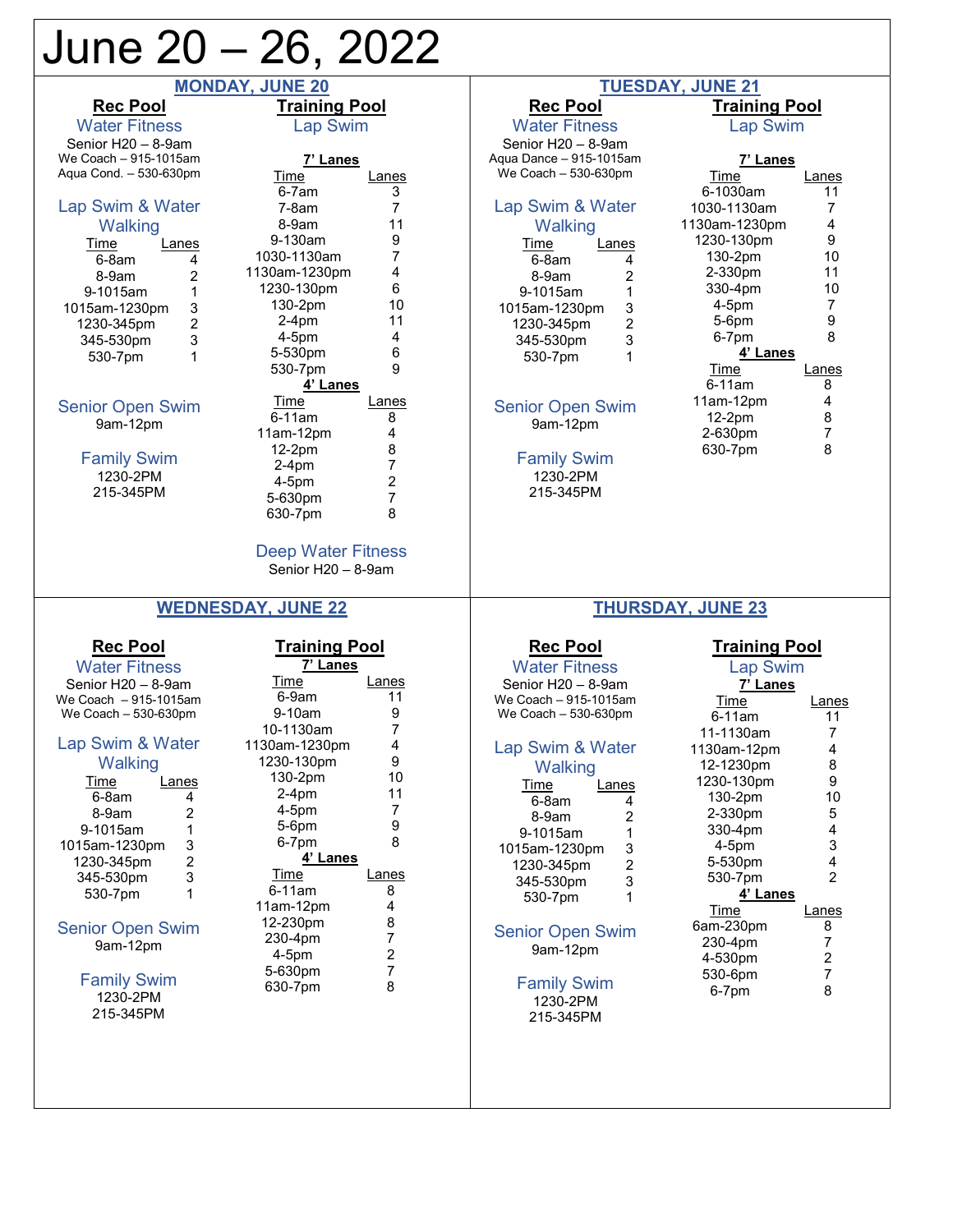# June 20 – 26, 2022

## MONDAY, JUNE 20

### Rec Pool

**Water Fitness**

Senior H20 – 8-9am
We Coach – 915-1015am
Aqua Cond. – 530-630pm

**Lap Swim & Water Walking**

| Time | Lanes |
|---|---|
| 6-8am | 4 |
| 8-9am | 2 |
| 9-1015am | 1 |
| 1015am-1230pm | 3 |
| 1230-345pm | 2 |
| 345-530pm | 3 |
| 530-7pm | 1 |

**Senior Open Swim**

9am-12pm

**Family Swim**

1230-2PM
215-345PM

### Training Pool

**Lap Swim**

**7' Lanes**

| Time | Lanes |
|---|---|
| 6-7am | 3 |
| 7-8am | 7 |
| 8-9am | 11 |
| 9-130am | 9 |
| 1030-1130am | 7 |
| 1130am-1230pm | 4 |
| 1230-130pm | 6 |
| 130-2pm | 10 |
| 2-4pm | 11 |
| 4-5pm | 4 |
| 5-530pm | 6 |
| 530-7pm | 9 |

**4' Lanes**

| Time | Lanes |
|---|---|
| 6-11am | 8 |
| 11am-12pm | 4 |
| 12-2pm | 8 |
| 2-4pm | 7 |
| 4-5pm | 2 |
| 5-630pm | 7 |
| 630-7pm | 8 |

**Deep Water Fitness**

Senior H20 – 8-9am

## TUESDAY, JUNE 21

### Rec Pool

**Water Fitness**

Senior H20 – 8-9am
Aqua Dance – 915-1015am
We Coach – 530-630pm

**Lap Swim & Water Walking**

| Time | Lanes |
|---|---|
| 6-8am | 4 |
| 8-9am | 2 |
| 9-1015am | 1 |
| 1015am-1230pm | 3 |
| 1230-345pm | 2 |
| 345-530pm | 3 |
| 530-7pm | 1 |

**Senior Open Swim**

9am-12pm

**Family Swim**

1230-2PM
215-345PM

### Training Pool

**Lap Swim**

**7' Lanes**

| Time | Lanes |
|---|---|
| 6-1030am | 11 |
| 1030-1130am | 7 |
| 1130am-1230pm | 4 |
| 1230-130pm | 9 |
| 130-2pm | 10 |
| 2-330pm | 11 |
| 330-4pm | 10 |
| 4-5pm | 7 |
| 5-6pm | 9 |
| 6-7pm | 8 |

**4' Lanes**

| Time | Lanes |
|---|---|
| 6-11am | 8 |
| 11am-12pm | 4 |
| 12-2pm | 8 |
| 2-630pm | 7 |
| 630-7pm | 8 |

## WEDNESDAY, JUNE 22

### Rec Pool

**Water Fitness**

Senior H20 – 8-9am
We Coach – 915-1015am
We Coach – 530-630pm

**Lap Swim & Water Walking**

| Time | Lanes |
|---|---|
| 6-8am | 4 |
| 8-9am | 2 |
| 9-1015am | 1 |
| 1015am-1230pm | 3 |
| 1230-345pm | 2 |
| 345-530pm | 3 |
| 530-7pm | 1 |

**Senior Open Swim**

9am-12pm

**Family Swim**

1230-2PM
215-345PM

### Training Pool

**7' Lanes**

| Time | Lanes |
|---|---|
| 6-9am | 11 |
| 9-10am | 9 |
| 10-1130am | 7 |
| 1130am-1230pm | 4 |
| 1230-130pm | 9 |
| 130-2pm | 10 |
| 2-4pm | 11 |
| 4-5pm | 7 |
| 5-6pm | 9 |
| 6-7pm | 8 |

**4' Lanes**

| Time | Lanes |
|---|---|
| 6-11am | 8 |
| 11am-12pm | 4 |
| 12-230pm | 8 |
| 230-4pm | 7 |
| 4-5pm | 2 |
| 5-630pm | 7 |
| 630-7pm | 8 |

## THURSDAY, JUNE 23

### Rec Pool

**Water Fitness**

Senior H20 – 8-9am
We Coach – 915-1015am
We Coach – 530-630pm

**Lap Swim & Water Walking**

| Time | Lanes |
|---|---|
| 6-8am | 4 |
| 8-9am | 2 |
| 9-1015am | 1 |
| 1015am-1230pm | 3 |
| 1230-345pm | 2 |
| 345-530pm | 3 |
| 530-7pm | 1 |

**Senior Open Swim**

9am-12pm

**Family Swim**

1230-2PM
215-345PM

### Training Pool

**Lap Swim**

**7' Lanes**

| Time | Lanes |
|---|---|
| 6-11am | 11 |
| 11-1130am | 7 |
| 1130am-12pm | 4 |
| 12-1230pm | 8 |
| 1230-130pm | 9 |
| 130-2pm | 10 |
| 2-330pm | 5 |
| 330-4pm | 4 |
| 4-5pm | 3 |
| 5-530pm | 4 |
| 530-7pm | 2 |

**4' Lanes**

| Time | Lanes |
|---|---|
| 6am-230pm | 8 |
| 230-4pm | 7 |
| 4-530pm | 2 |
| 530-6pm | 7 |
| 6-7pm | 8 |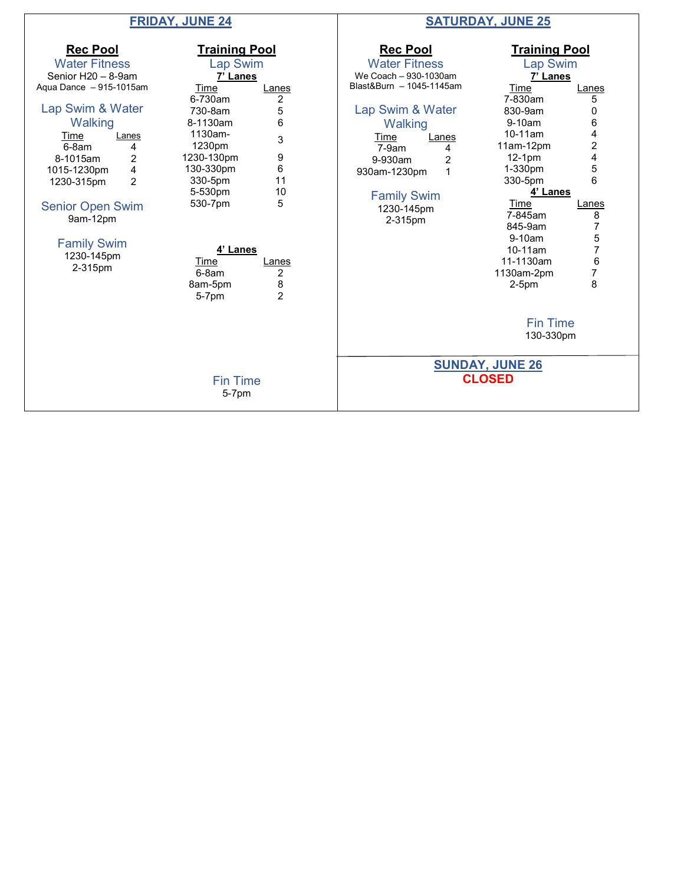## FRIDAY, JUNE 24

### Rec Pool

**Water Fitness**

Senior H20 – 8-9am
Aqua Dance – 915-1015am

**Lap Swim & Water Walking**

| Time | Lanes |
| --- | --- |
| 6-8am | 4 |
| 8-1015am | 2 |
| 1015-1230pm | 4 |
| 1230-315pm | 2 |

**Senior Open Swim**

9am-12pm

**Family Swim**

1230-145pm
2-315pm

### Training Pool

**Lap Swim**

**7' Lanes**

| Time | Lanes |
| --- | --- |
| 6-730am | 2 |
| 730-8am | 5 |
| 8-1130am | 6 |
| 1130am-1230pm | 3 |
| 1230-130pm | 9 |
| 130-330pm | 6 |
| 330-5pm | 11 |
| 5-530pm | 10 |
| 530-7pm | 5 |

**4' Lanes**

| Time | Lanes |
| --- | --- |
| 6-8am | 2 |
| 8am-5pm | 8 |
| 5-7pm | 2 |

**Fin Time**

5-7pm

## SATURDAY, JUNE 25

### Rec Pool

**Water Fitness**

We Coach – 930-1030am
Blast&Burn – 1045-1145am

**Lap Swim & Water Walking**

| Time | Lanes |
| --- | --- |
| 7-9am | 4 |
| 9-930am | 2 |
| 930am-1230pm | 1 |

**Family Swim**

1230-145pm
2-315pm

### Training Pool

**Lap Swim**

**7' Lanes**

| Time | Lanes |
| --- | --- |
| 7-830am | 5 |
| 830-9am | 0 |
| 9-10am | 6 |
| 10-11am | 4 |
| 11am-12pm | 2 |
| 12-1pm | 4 |
| 1-330pm | 5 |
| 330-5pm | 6 |

**4' Lanes**

| Time | Lanes |
| --- | --- |
| 7-845am | 8 |
| 845-9am | 7 |
| 9-10am | 5 |
| 10-11am | 7 |
| 11-1130am | 6 |
| 1130am-2pm | 7 |
| 2-5pm | 8 |

**Fin Time**

130-330pm

## SUNDAY, JUNE 26

**CLOSED**